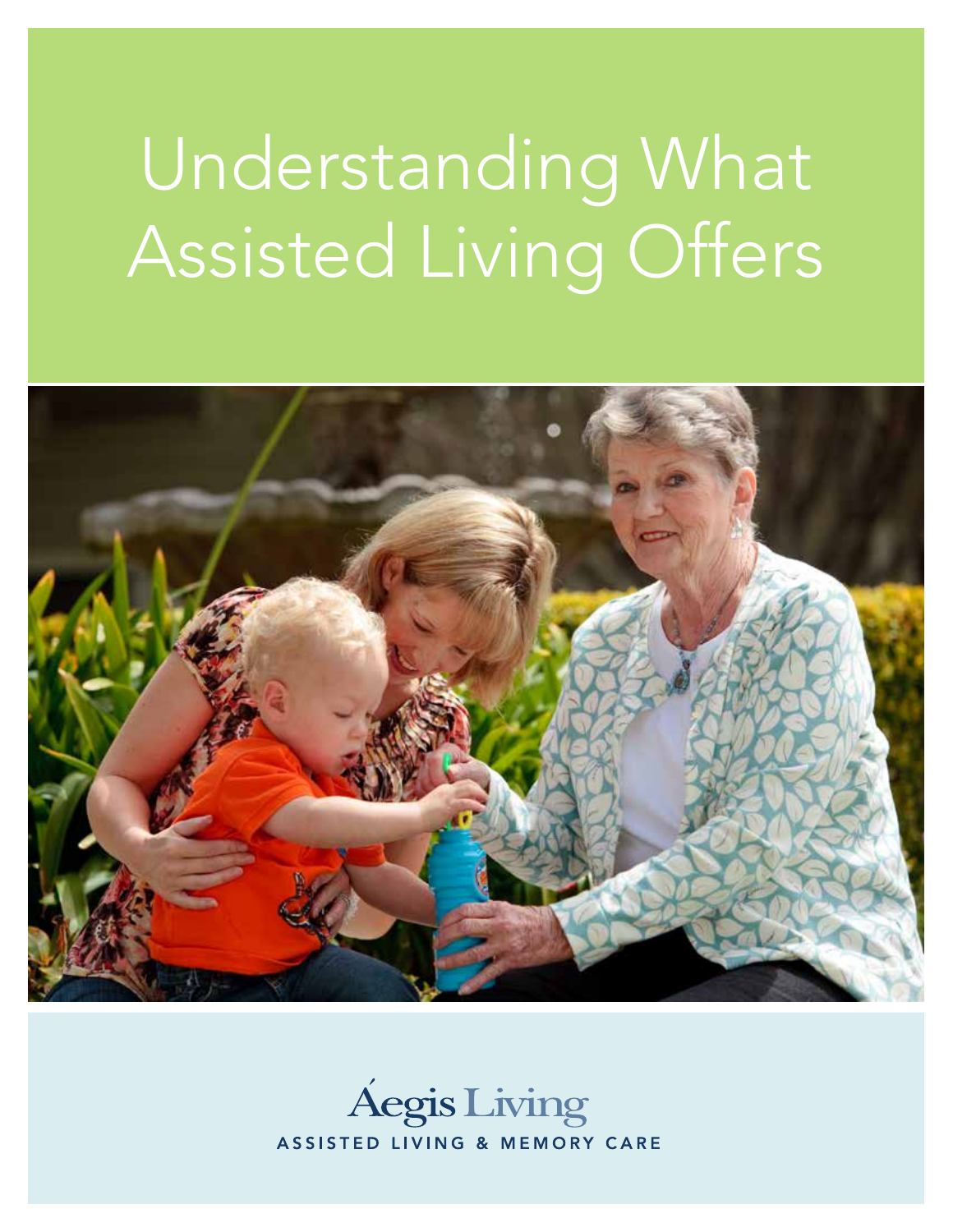# Understanding What Assisted Living Offers

Áegis Living

ASSISTED LIVING & MEMORY CARE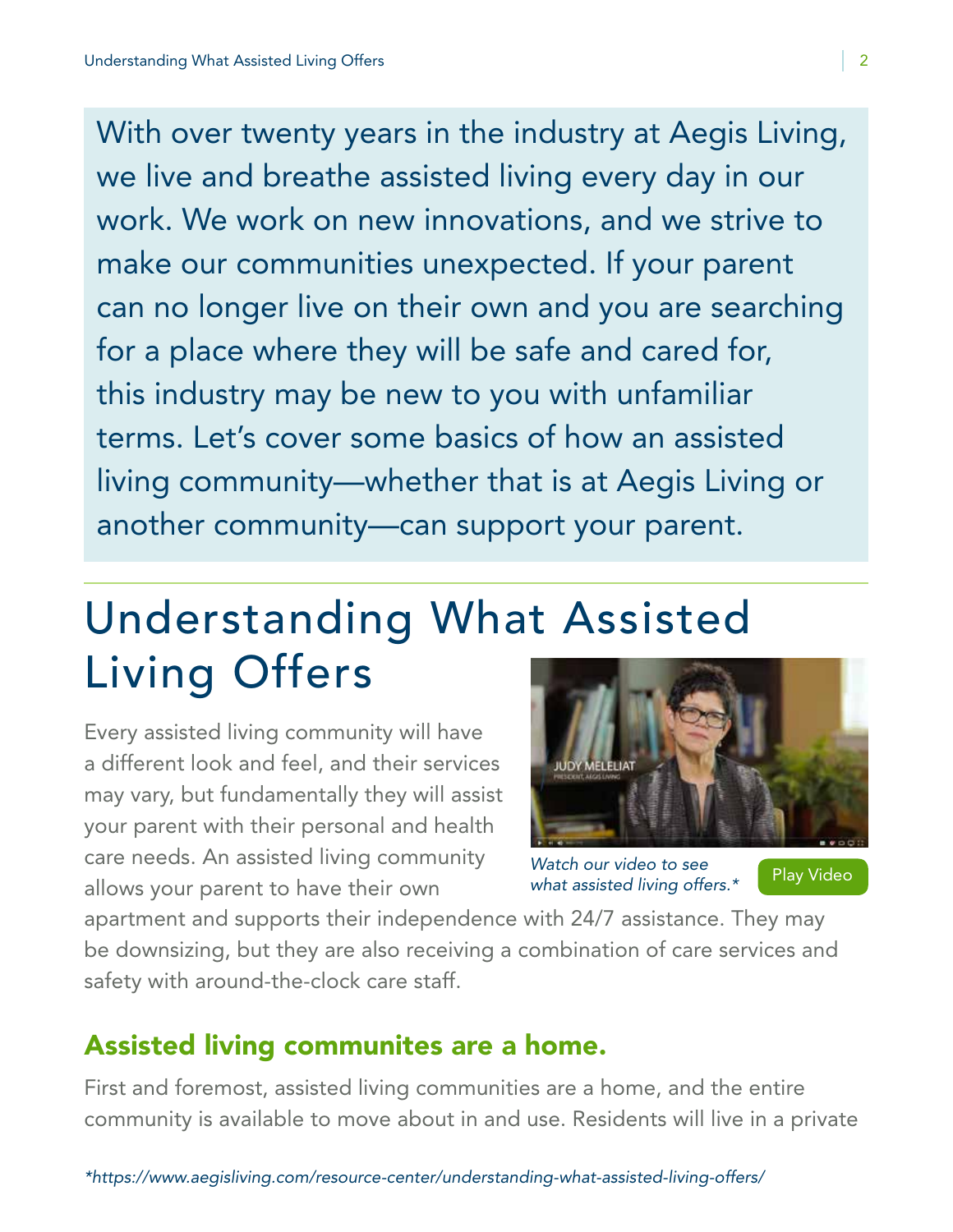With over twenty years in the industry at Aegis Living, we live and breathe assisted living every day in our work. We work on new innovations, and we strive to make our communities unexpected. If your parent can no longer live on their own and you are searching for a place where they will be safe and cared for, this industry may be new to you with unfamiliar terms. Let's cover some basics of how an assisted living community—whether that is at Aegis Living or another community—can support your parent.

# Understanding What Assisted Living Offers

Every assisted living community will have a different look and feel, and their services may vary, but fundamentally they will assist your parent with their personal and health care needs. An assisted living community allows your parent to have their own apartment and supports their independence with 24/7 assistance. They may be downsizing, but they are also receiving a combination of care services and safety with around-the-clock care staff.

*Watch our video to see what assisted living offers.**

Play Video

## Assisted living communites are a home.

First and foremost, assisted living communities are a home, and the entire community is available to move about in and use. Residents will live in a private

**https://www.aegisliving.com/resource-center/understanding-what-assisted-living-offers/*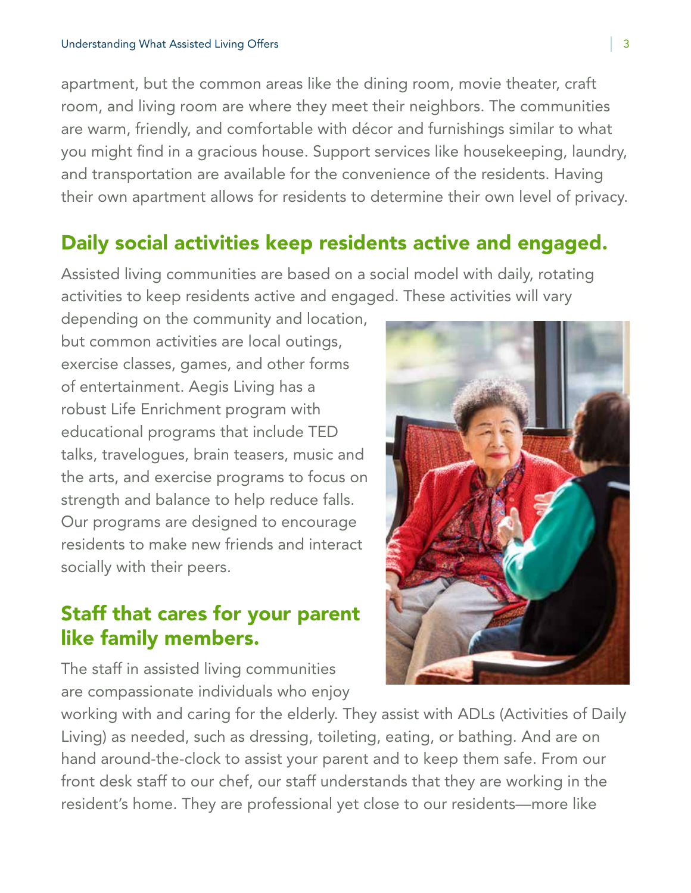apartment, but the common areas like the dining room, movie theater, craft room, and living room are where they meet their neighbors. The communities are warm, friendly, and comfortable with décor and furnishings similar to what you might find in a gracious house. Support services like housekeeping, laundry, and transportation are available for the convenience of the residents. Having their own apartment allows for residents to determine their own level of privacy.

## Daily social activities keep residents active and engaged.

Assisted living communities are based on a social model with daily, rotating activities to keep residents active and engaged. These activities will vary depending on the community and location, but common activities are local outings, exercise classes, games, and other forms of entertainment. Aegis Living has a robust Life Enrichment program with educational programs that include TED talks, travelogues, brain teasers, music and the arts, and exercise programs to focus on strength and balance to help reduce falls. Our programs are designed to encourage residents to make new friends and interact socially with their peers.

## Staff that cares for your parent like family members.

The staff in assisted living communities are compassionate individuals who enjoy working with and caring for the elderly. They assist with ADLs (Activities of Daily Living) as needed, such as dressing, toileting, eating, or bathing. And are on hand around-the-clock to assist your parent and to keep them safe. From our front desk staff to our chef, our staff understands that they are working in the resident's home. They are professional yet close to our residents—more like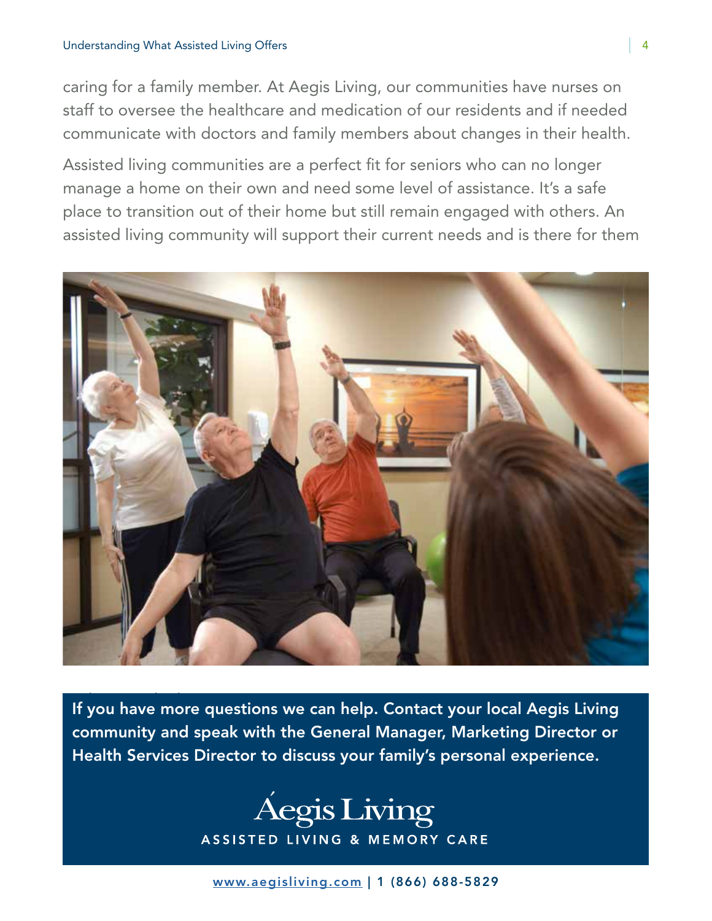caring for a family member. At Aegis Living, our communities have nurses on staff to oversee the healthcare and medication of our residents and if needed communicate with doctors and family members about changes in their health.

Assisted living communities are a perfect fit for seniors who can no longer manage a home on their own and need some level of assistance. It's a safe place to transition out of their home but still remain engaged with others. An assisted living community will support their current needs and is there for them

**If you have more questions we can help. Contact your local Aegis Living community and speak with the General Manager, Marketing Director or Health Services Director to discuss your family's personal experience.**

Aegis Living

ASSISTED LIVING & MEMORY CARE

www.aegisliving.com | 1 (866) 688-5829